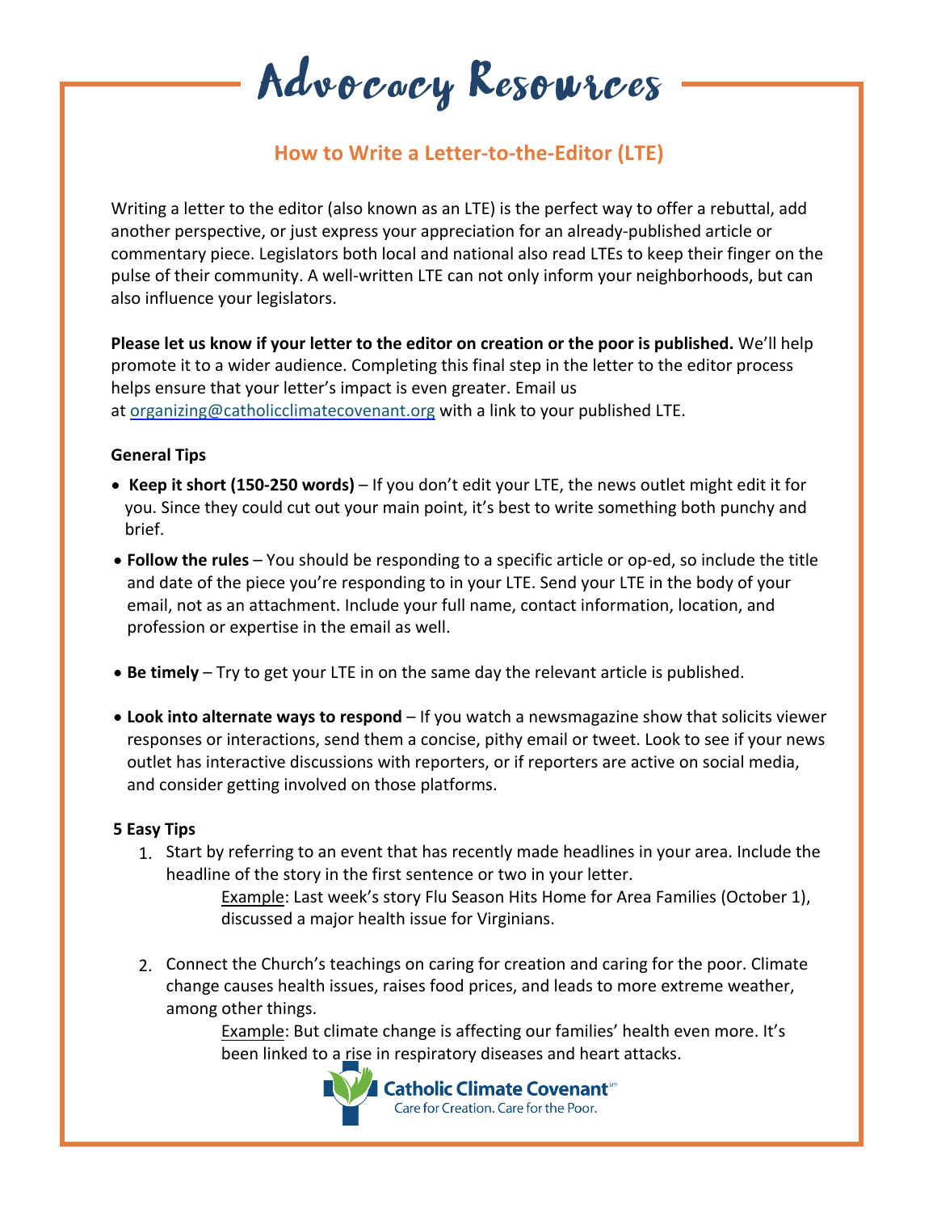# Advocacy Resources

## How to Write a Letter-to-the-Editor (LTE)

Writing a letter to the editor (also known as an LTE) is the perfect way to offer a rebuttal, add another perspective, or just express your appreciation for an already-published article or commentary piece. Legislators both local and national also read LTEs to keep their finger on the pulse of their community. A well-written LTE can not only inform your neighborhoods, but can also influence your legislators.

**Please let us know if your letter to the editor on creation or the poor is published.** We'll help promote it to a wider audience. Completing this final step in the letter to the editor process helps ensure that your letter's impact is even greater. Email us at organizing@catholicclimatecovenant.org with a link to your published LTE.

### General Tips

- **Keep it short (150-250 words)** – If you don't edit your LTE, the news outlet might edit it for you. Since they could cut out your main point, it's best to write something both punchy and brief.
- **Follow the rules** – You should be responding to a specific article or op-ed, so include the title and date of the piece you're responding to in your LTE. Send your LTE in the body of your email, not as an attachment. Include your full name, contact information, location, and profession or expertise in the email as well.
- **Be timely** – Try to get your LTE in on the same day the relevant article is published.
- **Look into alternate ways to respond** – If you watch a newsmagazine show that solicits viewer responses or interactions, send them a concise, pithy email or tweet. Look to see if your news outlet has interactive discussions with reporters, or if reporters are active on social media, and consider getting involved on those platforms.

### 5 Easy Tips

1. Start by referring to an event that has recently made headlines in your area. Include the headline of the story in the first sentence or two in your letter.

   Example: Last week's story Flu Season Hits Home for Area Families (October 1), discussed a major health issue for Virginians.

2. Connect the Church's teachings on caring for creation and caring for the poor. Climate change causes health issues, raises food prices, and leads to more extreme weather, among other things.

   Example: But climate change is affecting our families' health even more. It's been linked to a rise in respiratory diseases and heart attacks.

Catholic Climate Covenant
Care for Creation. Care for the Poor.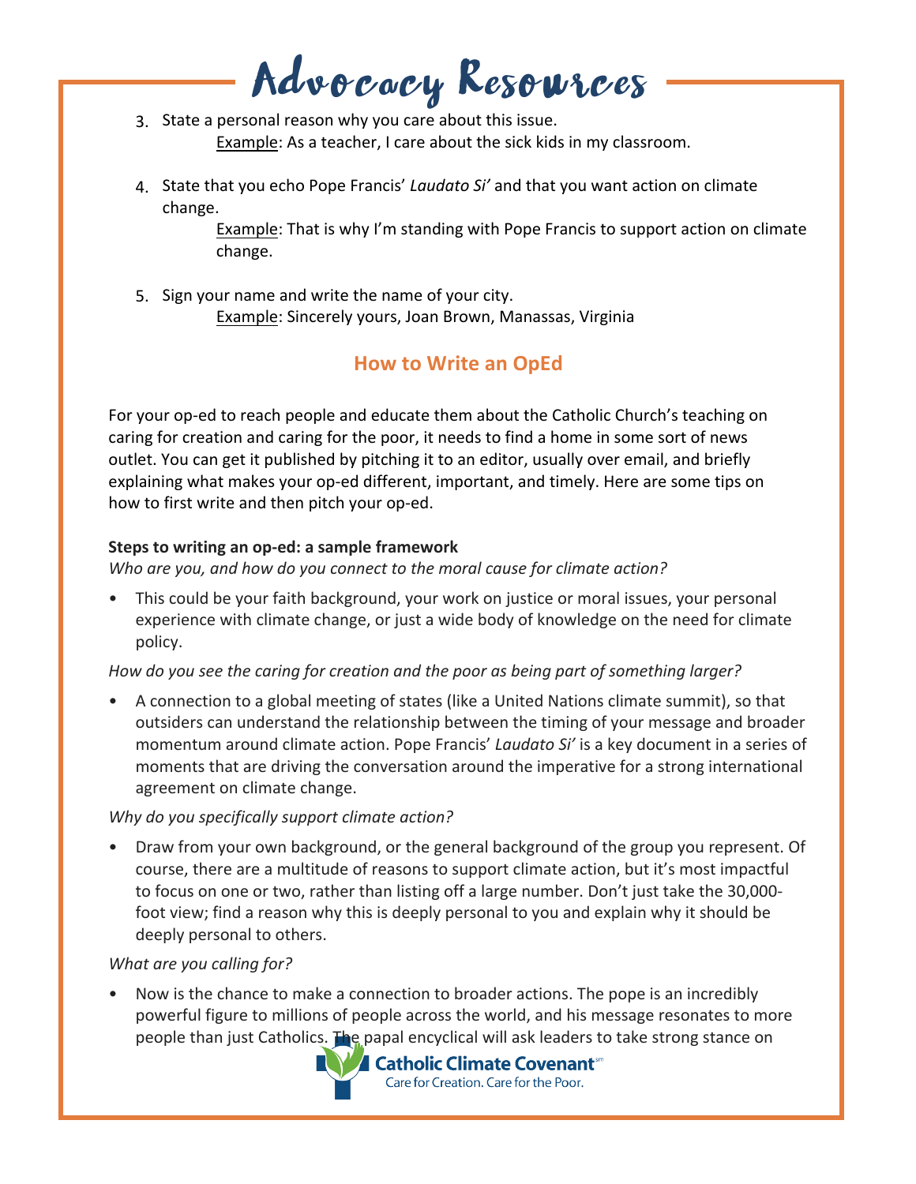# Advocacy Resources

3. State a personal reason why you care about this issue.
   Example: As a teacher, I care about the sick kids in my classroom.

4. State that you echo Pope Francis' *Laudato Si'* and that you want action on climate change.
   Example: That is why I'm standing with Pope Francis to support action on climate change.

5. Sign your name and write the name of your city.
   Example: Sincerely yours, Joan Brown, Manassas, Virginia

## How to Write an OpEd

For your op-ed to reach people and educate them about the Catholic Church's teaching on caring for creation and caring for the poor, it needs to find a home in some sort of news outlet. You can get it published by pitching it to an editor, usually over email, and briefly explaining what makes your op-ed different, important, and timely. Here are some tips on how to first write and then pitch your op-ed.

**Steps to writing an op-ed: a sample framework**

*Who are you, and how do you connect to the moral cause for climate action?*

- This could be your faith background, your work on justice or moral issues, your personal experience with climate change, or just a wide body of knowledge on the need for climate policy.

*How do you see the caring for creation and the poor as being part of something larger?*

- A connection to a global meeting of states (like a United Nations climate summit), so that outsiders can understand the relationship between the timing of your message and broader momentum around climate action. Pope Francis' *Laudato Si'* is a key document in a series of moments that are driving the conversation around the imperative for a strong international agreement on climate change.

*Why do you specifically support climate action?*

- Draw from your own background, or the general background of the group you represent. Of course, there are a multitude of reasons to support climate action, but it's most impactful to focus on one or two, rather than listing off a large number. Don't just take the 30,000-foot view; find a reason why this is deeply personal to you and explain why it should be deeply personal to others.

*What are you calling for?*

- Now is the chance to make a connection to broader actions. The pope is an incredibly powerful figure to millions of people across the world, and his message resonates to more people than just Catholics. The papal encyclical will ask leaders to take strong stance on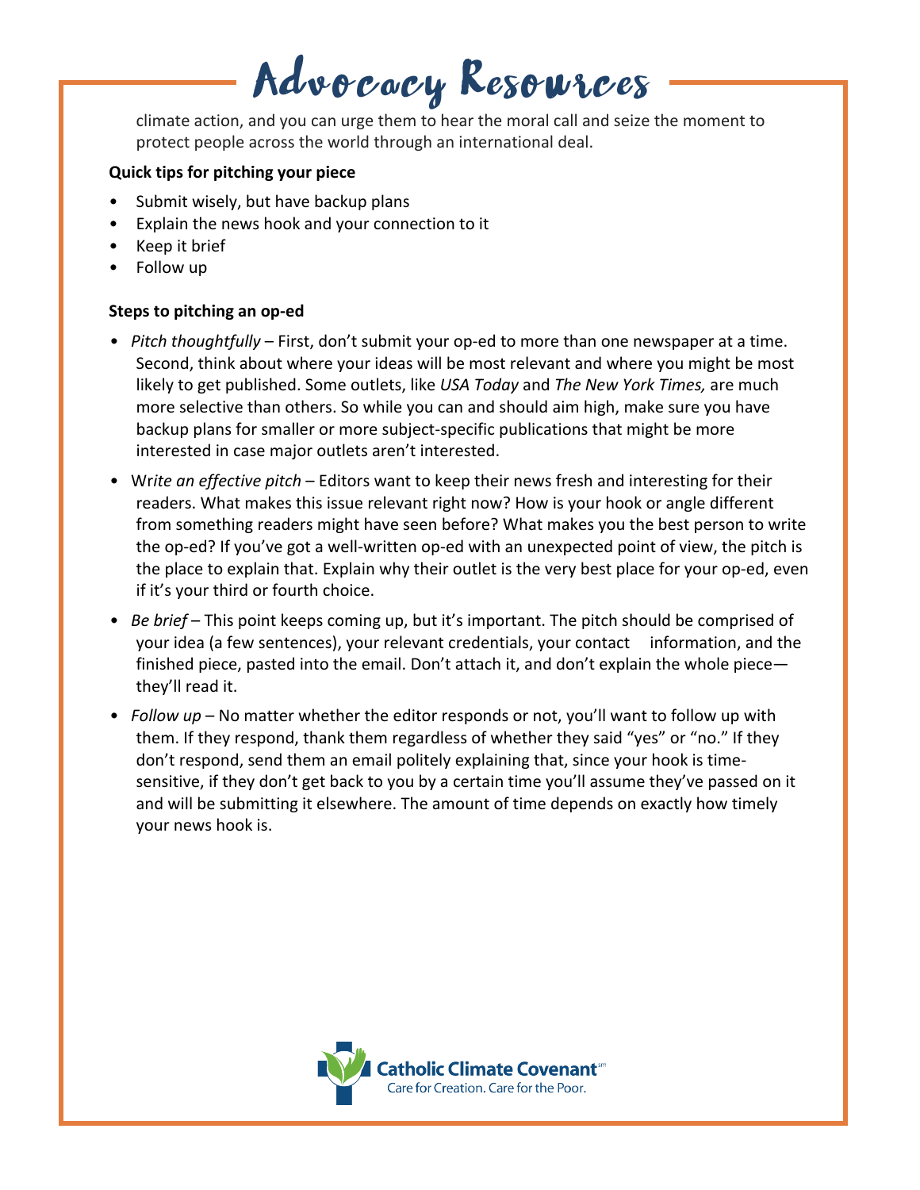# Advocacy Resources

climate action, and you can urge them to hear the moral call and seize the moment to protect people across the world through an international deal.

**Quick tips for pitching your piece**

- Submit wisely, but have backup plans
- Explain the news hook and your connection to it
- Keep it brief
- Follow up

**Steps to pitching an op-ed**

- *Pitch thoughtfully* – First, don't submit your op-ed to more than one newspaper at a time. Second, think about where your ideas will be most relevant and where you might be most likely to get published. Some outlets, like *USA Today* and *The New York Times,* are much more selective than others. So while you can and should aim high, make sure you have backup plans for smaller or more subject-specific publications that might be more interested in case major outlets aren't interested.
- Wr*ite an effective pitch* – Editors want to keep their news fresh and interesting for their readers. What makes this issue relevant right now? How is your hook or angle different from something readers might have seen before? What makes you the best person to write the op-ed? If you've got a well-written op-ed with an unexpected point of view, the pitch is the place to explain that. Explain why their outlet is the very best place for your op-ed, even if it's your third or fourth choice.
- *Be brief* – This point keeps coming up, but it's important. The pitch should be comprised of your idea (a few sentences), your relevant credentials, your contact information, and the finished piece, pasted into the email. Don't attach it, and don't explain the whole piece—they'll read it.
- *Follow up* – No matter whether the editor responds or not, you'll want to follow up with them. If they respond, thank them regardless of whether they said "yes" or "no." If they don't respond, send them an email politely explaining that, since your hook is time-sensitive, if they don't get back to you by a certain time you'll assume they've passed on it and will be submitting it elsewhere. The amount of time depends on exactly how timely your news hook is.

Catholic Climate Covenant℠
Care for Creation. Care for the Poor.